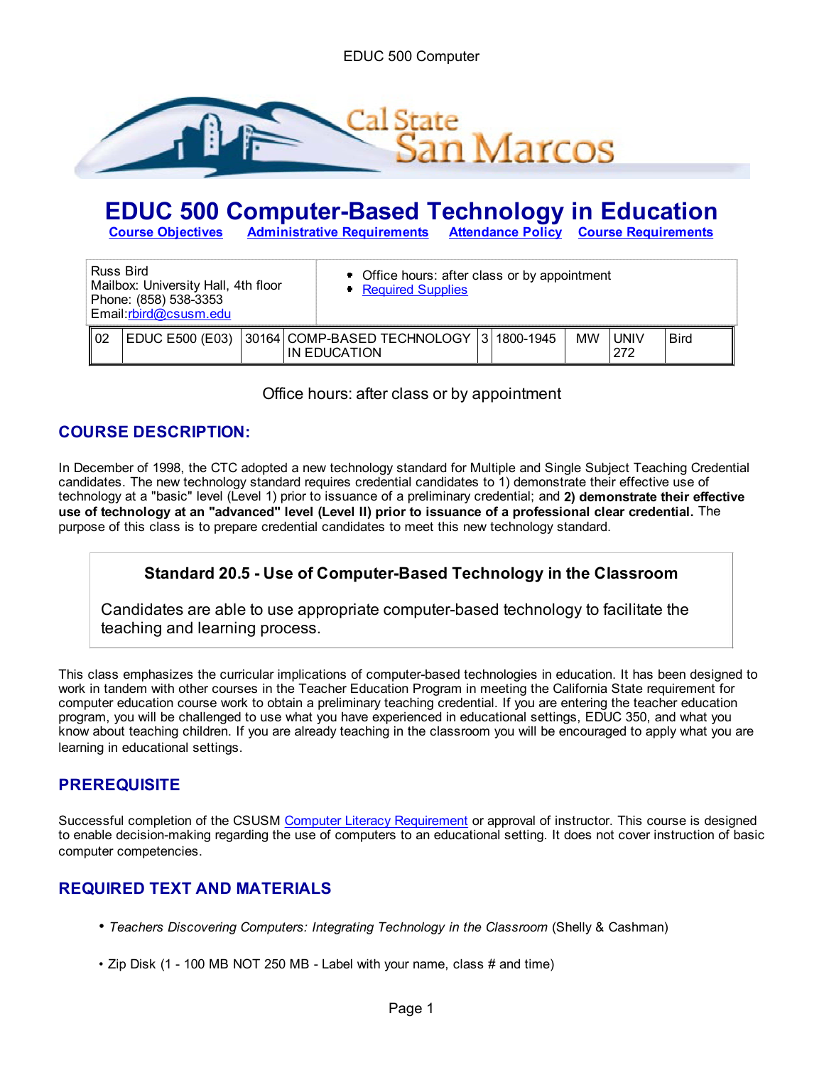# EDUC 500 Computer-Based Technology in Education

**Course Objectives** **Administrative Requirements** **Attendance Policy** **Course Requirements**

| Russ Bird<br>Mailbox: University Hall, 4th floor<br>Phone: (858) 538-3353<br>Email: rbird@csusm.edu | • Office hours: after class or by appointment<br>• Required Supplies |
|---|---|

| 02 | EDUC E500 (E03) | 30164 | COMP-BASED TECHNOLOGY IN EDUCATION | 3 | 1800-1945 | MW | UNIV 272 | Bird |
|---|---|---|---|---|---|---|---|---|

Office hours: after class or by appointment

## COURSE DESCRIPTION:

In December of 1998, the CTC adopted a new technology standard for Multiple and Single Subject Teaching Credential candidates. The new technology standard requires credential candidates to 1) demonstrate their effective use of technology at a "basic" level (Level 1) prior to issuance of a preliminary credential; and **2) demonstrate their effective use of technology at an "advanced" level (Level II) prior to issuance of a professional clear credential.** The purpose of this class is to prepare credential candidates to meet this new technology standard.

> **Standard 20.5 - Use of Computer-Based Technology in the Classroom**
>
> Candidates are able to use appropriate computer-based technology to facilitate the teaching and learning process.

This class emphasizes the curricular implications of computer-based technologies in education. It has been designed to work in tandem with other courses in the Teacher Education Program in meeting the California State requirement for computer education course work to obtain a preliminary teaching credential. If you are entering the teacher education program, you will be challenged to use what you have experienced in educational settings, EDUC 350, and what you know about teaching children. If you are already teaching in the classroom you will be encouraged to apply what you are learning in educational settings.

## PREREQUISITE

Successful completion of the CSUSM Computer Literacy Requirement or approval of instructor. This course is designed to enable decision-making regarding the use of computers to an educational setting. It does not cover instruction of basic computer competencies.

## REQUIRED TEXT AND MATERIALS

- *Teachers Discovering Computers: Integrating Technology in the Classroom* (Shelly & Cashman)
- Zip Disk (1 - 100 MB NOT 250 MB - Label with your name, class # and time)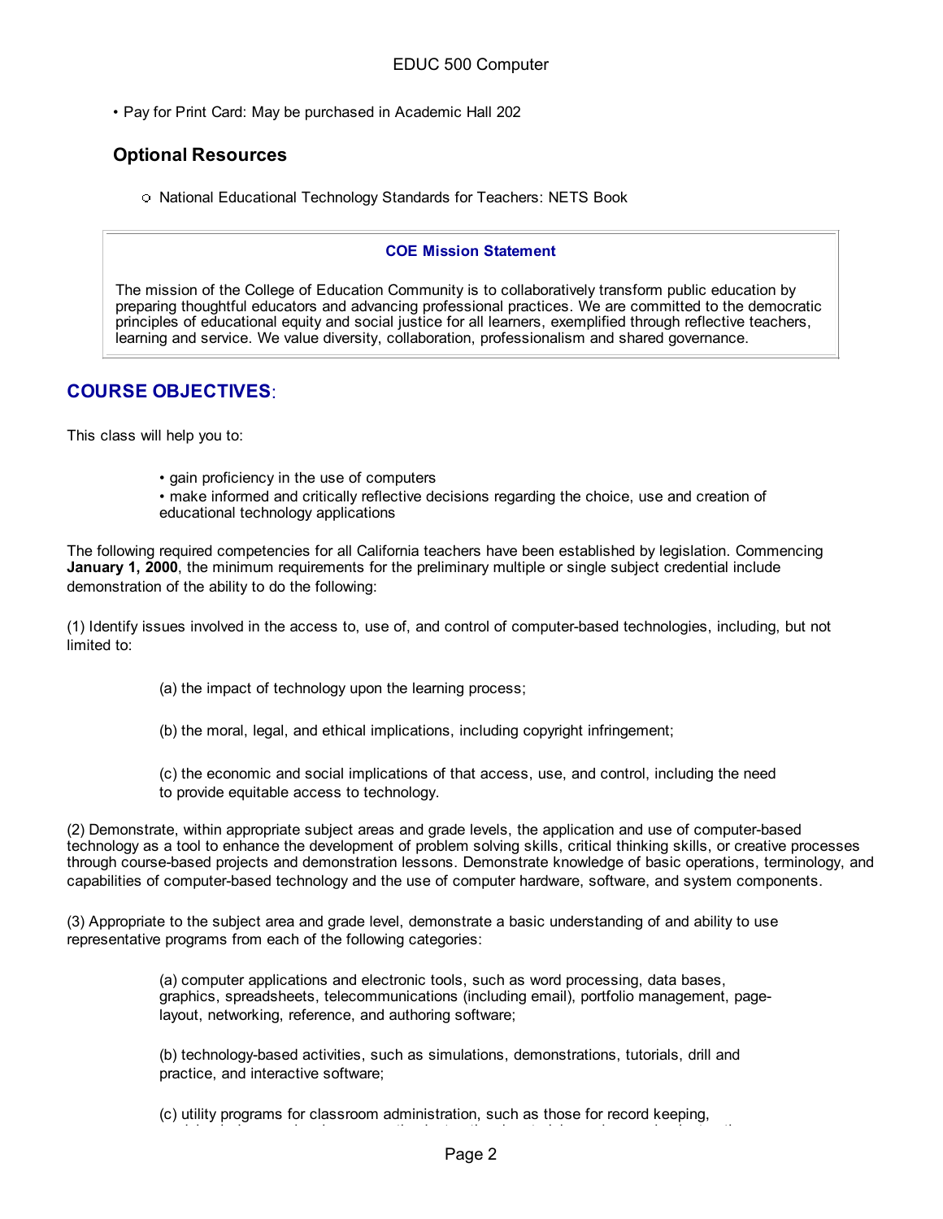• Pay for Print Card: May be purchased in Academic Hall 202

### Optional Resources

- National Educational Technology Standards for Teachers: NETS Book

**COE Mission Statement**

The mission of the College of Education Community is to collaboratively transform public education by preparing thoughtful educators and advancing professional practices. We are committed to the democratic principles of educational equity and social justice for all learners, exemplified through reflective teachers, learning and service. We value diversity, collaboration, professionalism and shared governance.

## COURSE OBJECTIVES:

This class will help you to:

- gain proficiency in the use of computers
- make informed and critically reflective decisions regarding the choice, use and creation of educational technology applications

The following required competencies for all California teachers have been established by legislation. Commencing **January 1, 2000**, the minimum requirements for the preliminary multiple or single subject credential include demonstration of the ability to do the following:

(1) Identify issues involved in the access to, use of, and control of computer-based technologies, including, but not limited to:

(a) the impact of technology upon the learning process;

(b) the moral, legal, and ethical implications, including copyright infringement;

(c) the economic and social implications of that access, use, and control, including the need to provide equitable access to technology.

(2) Demonstrate, within appropriate subject areas and grade levels, the application and use of computer-based technology as a tool to enhance the development of problem solving skills, critical thinking skills, or creative processes through course-based projects and demonstration lessons. Demonstrate knowledge of basic operations, terminology, and capabilities of computer-based technology and the use of computer hardware, software, and system components.

(3) Appropriate to the subject area and grade level, demonstrate a basic understanding of and ability to use representative programs from each of the following categories:

(a) computer applications and electronic tools, such as word processing, data bases, graphics, spreadsheets, telecommunications (including email), portfolio management, page-layout, networking, reference, and authoring software;

(b) technology-based activities, such as simulations, demonstrations, tutorials, drill and practice, and interactive software;

(c) utility programs for classroom administration, such as those for record keeping,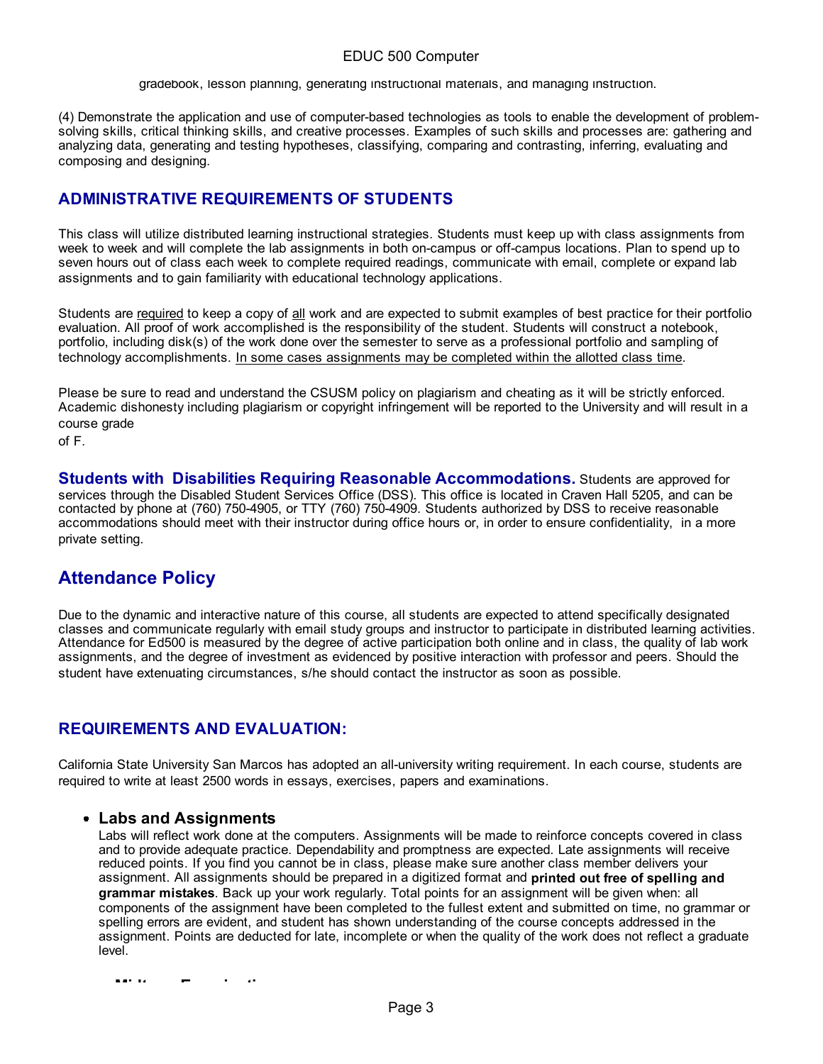gradebook, lesson planning, generating instructional materials, and managing instruction.

(4) Demonstrate the application and use of computer-based technologies as tools to enable the development of problem-solving skills, critical thinking skills, and creative processes. Examples of such skills and processes are: gathering and analyzing data, generating and testing hypotheses, classifying, comparing and contrasting, inferring, evaluating and composing and designing.

## ADMINISTRATIVE REQUIREMENTS OF STUDENTS

This class will utilize distributed learning instructional strategies. Students must keep up with class assignments from week to week and will complete the lab assignments in both on-campus or off-campus locations. Plan to spend up to seven hours out of class each week to complete required readings, communicate with email, complete or expand lab assignments and to gain familiarity with educational technology applications.

Students are <u>required</u> to keep a copy of <u>all</u> work and are expected to submit examples of best practice for their portfolio evaluation. All proof of work accomplished is the responsibility of the student. Students will construct a notebook, portfolio, including disk(s) of the work done over the semester to serve as a professional portfolio and sampling of technology accomplishments. <u>In some cases assignments may be completed within the allotted class time</u>.

Please be sure to read and understand the CSUSM policy on plagiarism and cheating as it will be strictly enforced. Academic dishonesty including plagiarism or copyright infringement will be reported to the University and will result in a course grade of F.

**Students with Disabilities Requiring Reasonable Accommodations.** Students are approved for services through the Disabled Student Services Office (DSS). This office is located in Craven Hall 5205, and can be contacted by phone at (760) 750-4905, or TTY (760) 750-4909. Students authorized by DSS to receive reasonable accommodations should meet with their instructor during office hours or, in order to ensure confidentiality, in a more private setting.

## Attendance Policy

Due to the dynamic and interactive nature of this course, all students are expected to attend specifically designated classes and communicate regularly with email study groups and instructor to participate in distributed learning activities. Attendance for Ed500 is measured by the degree of active participation both online and in class, the quality of lab work assignments, and the degree of investment as evidenced by positive interaction with professor and peers. Should the student have extenuating circumstances, s/he should contact the instructor as soon as possible.

## REQUIREMENTS AND EVALUATION:

California State University San Marcos has adopted an all-university writing requirement. In each course, students are required to write at least 2500 words in essays, exercises, papers and examinations.

- **Labs and Assignments**
  Labs will reflect work done at the computers. Assignments will be made to reinforce concepts covered in class and to provide adequate practice. Dependability and promptness are expected. Late assignments will receive reduced points. If you find you cannot be in class, please make sure another class member delivers your assignment. All assignments should be prepared in a digitized format and **printed out free of spelling and grammar mistakes**. Back up your work regularly. Total points for an assignment will be given when: all components of the assignment have been completed to the fullest extent and submitted on time, no grammar or spelling errors are evident, and student has shown understanding of the course concepts addressed in the assignment. Points are deducted for late, incomplete or when the quality of the work does not reflect a graduate level.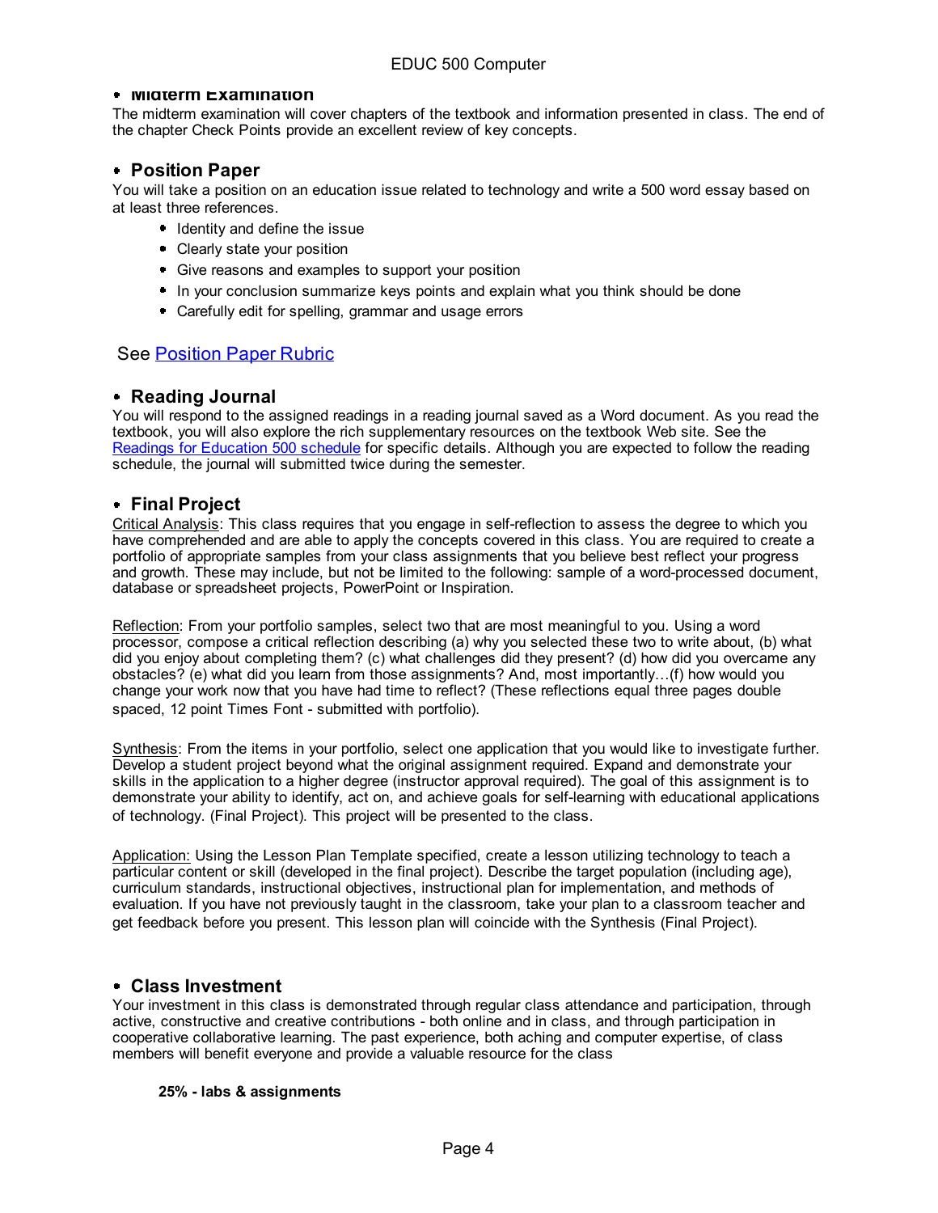- **Midterm Examination**

The midterm examination will cover chapters of the textbook and information presented in class. The end of the chapter Check Points provide an excellent review of key concepts.

- **Position Paper**

You will take a position on an education issue related to technology and write a 500 word essay based on at least three references.

- Identity and define the issue
- Clearly state your position
- Give reasons and examples to support your position
- In your conclusion summarize keys points and explain what you think should be done
- Carefully edit for spelling, grammar and usage errors

See [Position Paper Rubric]()

- **Reading Journal**

You will respond to the assigned readings in a reading journal saved as a Word document. As you read the textbook, you will also explore the rich supplementary resources on the textbook Web site. See the [Readings for Education 500 schedule]() for specific details. Although you are expected to follow the reading schedule, the journal will submitted twice during the semester.

- **Final Project**

<u>Critical Analysis</u>: This class requires that you engage in self-reflection to assess the degree to which you have comprehended and are able to apply the concepts covered in this class. You are required to create a portfolio of appropriate samples from your class assignments that you believe best reflect your progress and growth. These may include, but not be limited to the following: sample of a word-processed document, database or spreadsheet projects, PowerPoint or Inspiration.

<u>Reflection</u>: From your portfolio samples, select two that are most meaningful to you. Using a word processor, compose a critical reflection describing (a) why you selected these two to write about, (b) what did you enjoy about completing them? (c) what challenges did they present? (d) how did you overcame any obstacles? (e) what did you learn from those assignments? And, most importantly…(f) how would you change your work now that you have had time to reflect? (These reflections equal three pages double spaced, 12 point Times Font - submitted with portfolio).

<u>Synthesis</u>: From the items in your portfolio, select one application that you would like to investigate further. Develop a student project beyond what the original assignment required. Expand and demonstrate your skills in the application to a higher degree (instructor approval required). The goal of this assignment is to demonstrate your ability to identify, act on, and achieve goals for self-learning with educational applications of technology. (Final Project). This project will be presented to the class.

<u>Application:</u> Using the Lesson Plan Template specified, create a lesson utilizing technology to teach a particular content or skill (developed in the final project). Describe the target population (including age), curriculum standards, instructional objectives, instructional plan for implementation, and methods of evaluation. If you have not previously taught in the classroom, take your plan to a classroom teacher and get feedback before you present. This lesson plan will coincide with the Synthesis (Final Project).

- **Class Investment**

Your investment in this class is demonstrated through regular class attendance and participation, through active, constructive and creative contributions - both online and in class, and through participation in cooperative collaborative learning. The past experience, both aching and computer expertise, of class members will benefit everyone and provide a valuable resource for the class

**25% - labs & assignments**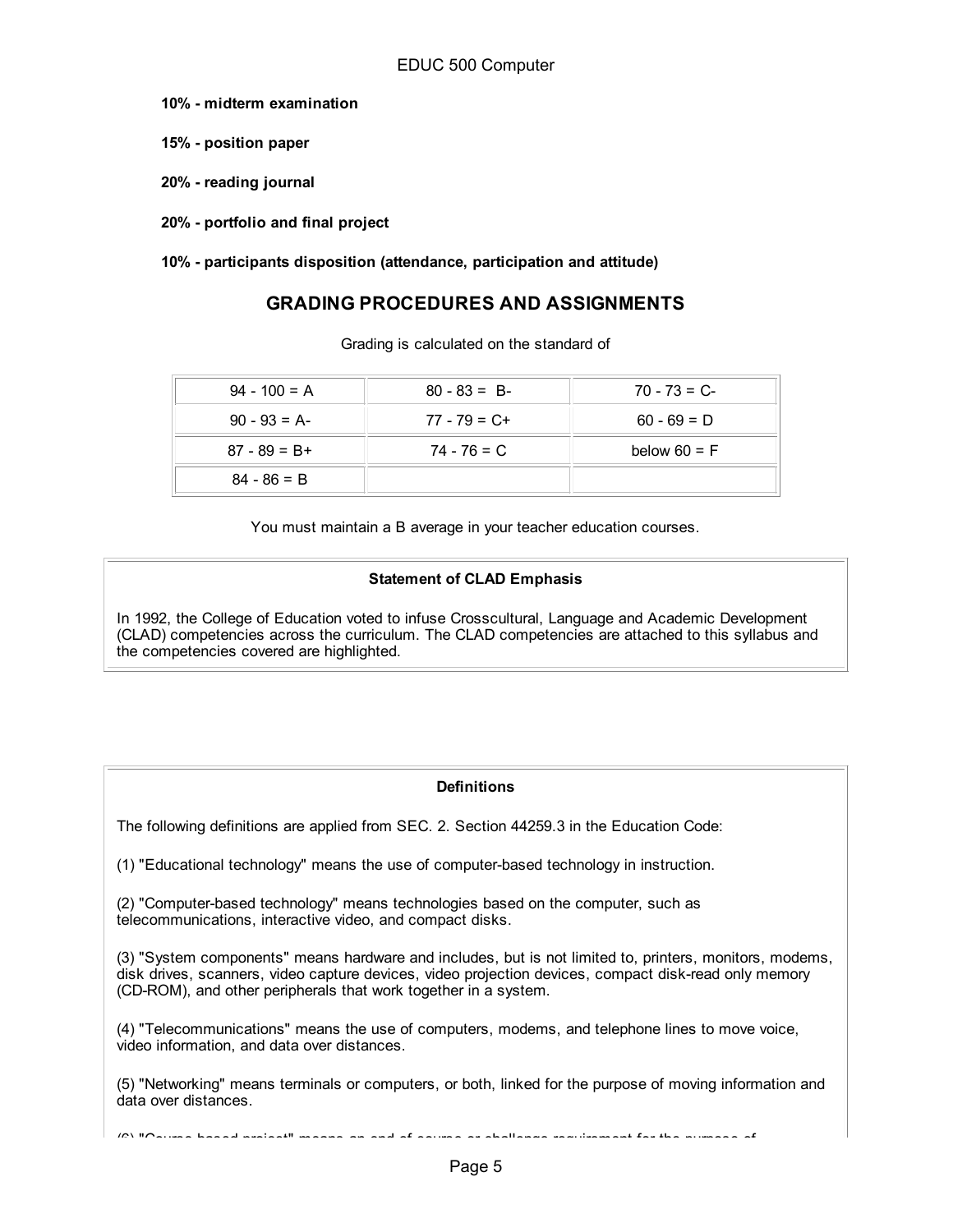**10% - midterm examination**

**15% - position paper**

**20% - reading journal**

**20% - portfolio and final project**

**10% - participants disposition (attendance, participation and attitude)**

## GRADING PROCEDURES AND ASSIGNMENTS

Grading is calculated on the standard of

| | | |
|---|---|---|
| 94 - 100 = A | 80 - 83 = B- | 70 - 73 = C- |
| 90 - 93 = A- | 77 - 79 = C+ | 60 - 69 = D |
| 87 - 89 = B+ | 74 - 76 = C | below 60 = F |
| 84 - 86 = B | | |

You must maintain a B average in your teacher education courses.

**Statement of CLAD Emphasis**

In 1992, the College of Education voted to infuse Crosscultural, Language and Academic Development (CLAD) competencies across the curriculum. The CLAD competencies are attached to this syllabus and the competencies covered are highlighted.

**Definitions**

The following definitions are applied from SEC. 2. Section 44259.3 in the Education Code:

(1) "Educational technology" means the use of computer-based technology in instruction.

(2) "Computer-based technology" means technologies based on the computer, such as telecommunications, interactive video, and compact disks.

(3) "System components" means hardware and includes, but is not limited to, printers, monitors, modems, disk drives, scanners, video capture devices, video projection devices, compact disk-read only memory (CD-ROM), and other peripherals that work together in a system.

(4) "Telecommunications" means the use of computers, modems, and telephone lines to move voice, video information, and data over distances.

(5) "Networking" means terminals or computers, or both, linked for the purpose of moving information and data over distances.

(6) "Course-based project" means an end of course or challenge requirement for the purpose of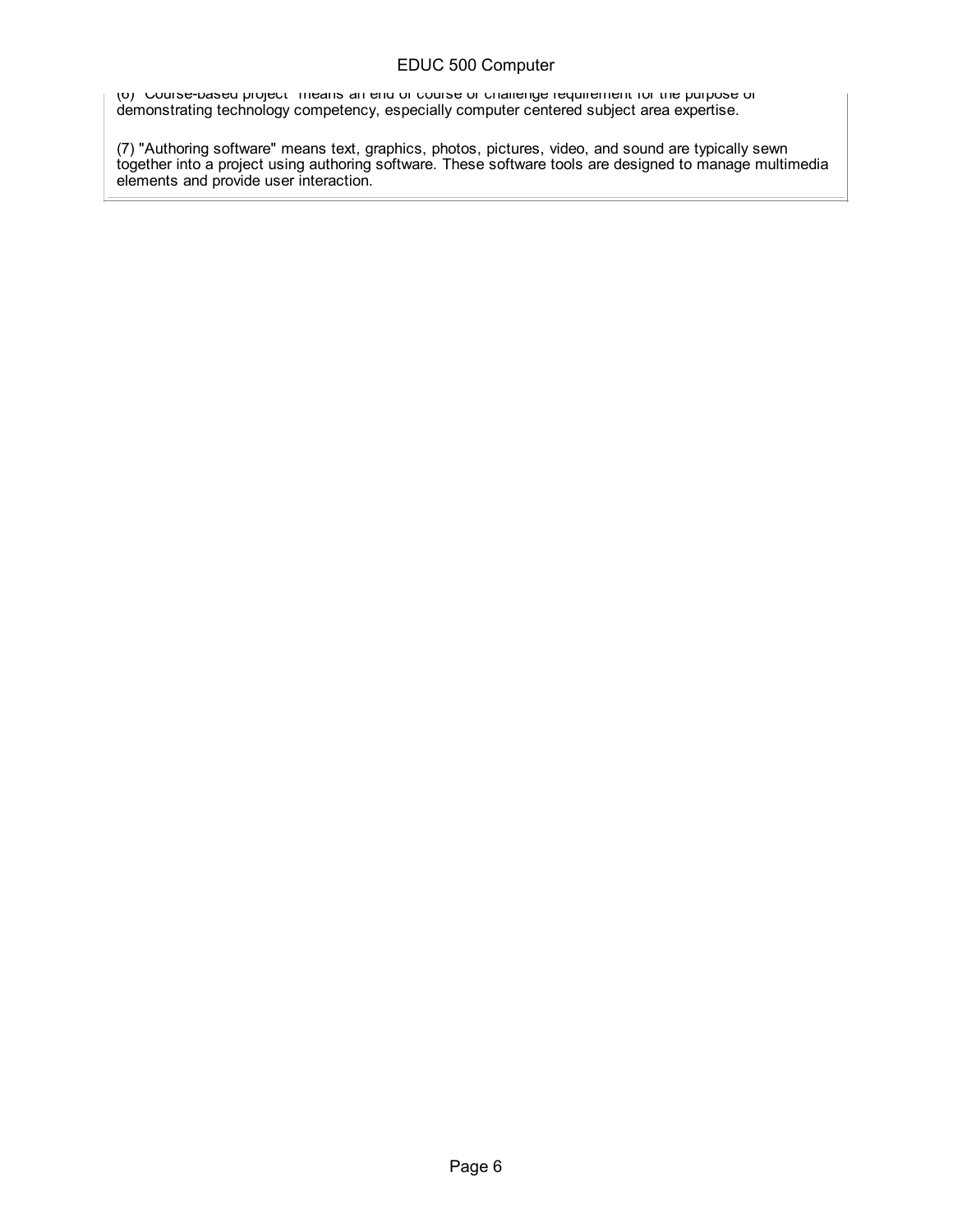(6) "Course-based project" means an end of course or challenge requirement for the purpose of demonstrating technology competency, especially computer centered subject area expertise.

(7) "Authoring software" means text, graphics, photos, pictures, video, and sound are typically sewn together into a project using authoring software. These software tools are designed to manage multimedia elements and provide user interaction.